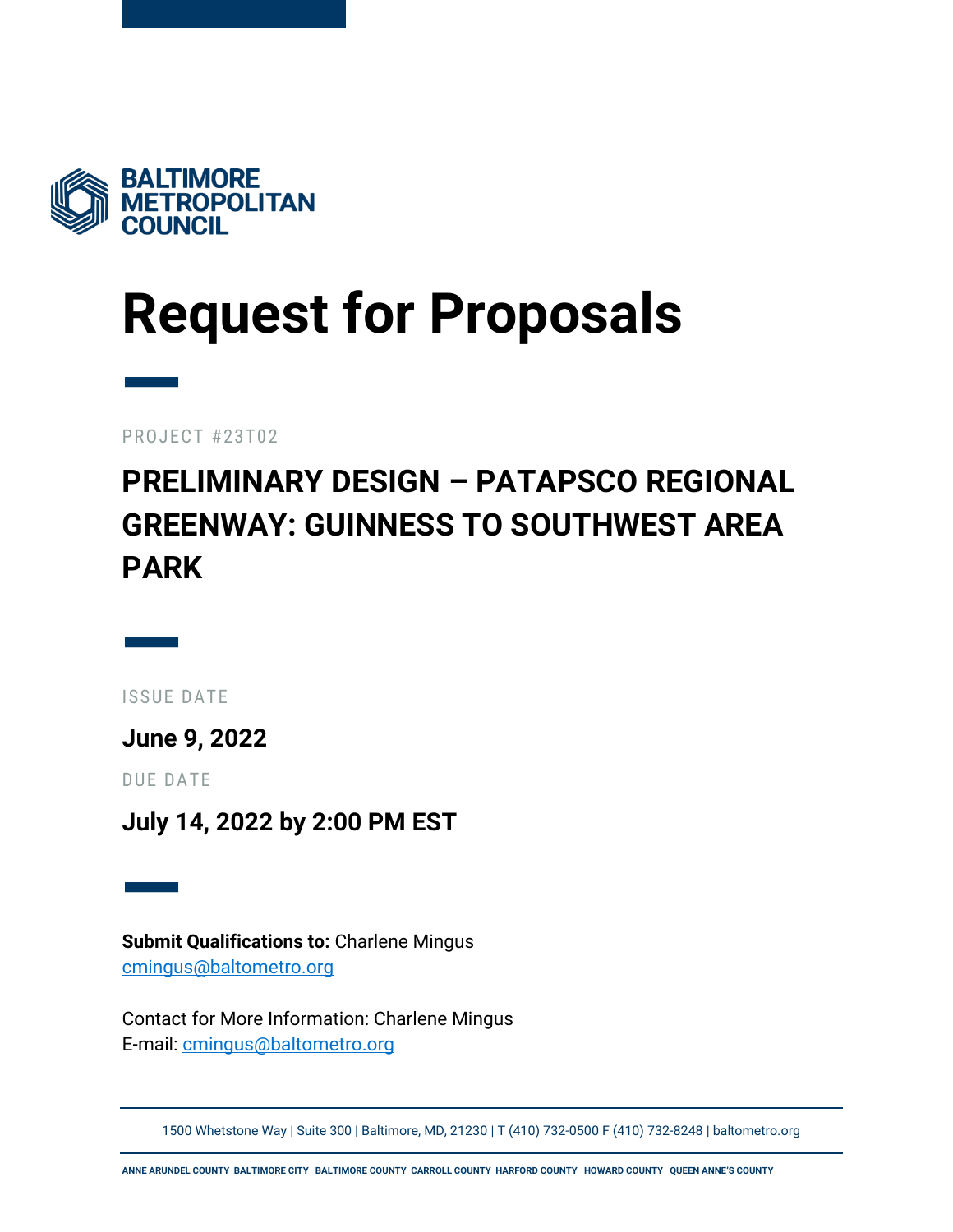BALTIMORE METROPOLITAN COUNCIL

# Request for Proposals

PROJECT #23T02

## PRELIMINARY DESIGN – PATAPSCO REGIONAL GREENWAY: GUINNESS TO SOUTHWEST AREA PARK

ISSUE DATE

**June 9, 2022**

DUE DATE

**July 14, 2022 by 2:00 PM EST**

**Submit Qualifications to:** Charlene Mingus
cmingus@baltometro.org

Contact for More Information: Charlene Mingus
E-mail: cmingus@baltometro.org

1500 Whetstone Way | Suite 300 | Baltimore, MD, 21230 | T (410) 732-0500 F (410) 732-8248 | baltometro.org

ANNE ARUNDEL COUNTY BALTIMORE CITY BALTIMORE COUNTY CARROLL COUNTY HARFORD COUNTY HOWARD COUNTY QUEEN ANNE'S COUNTY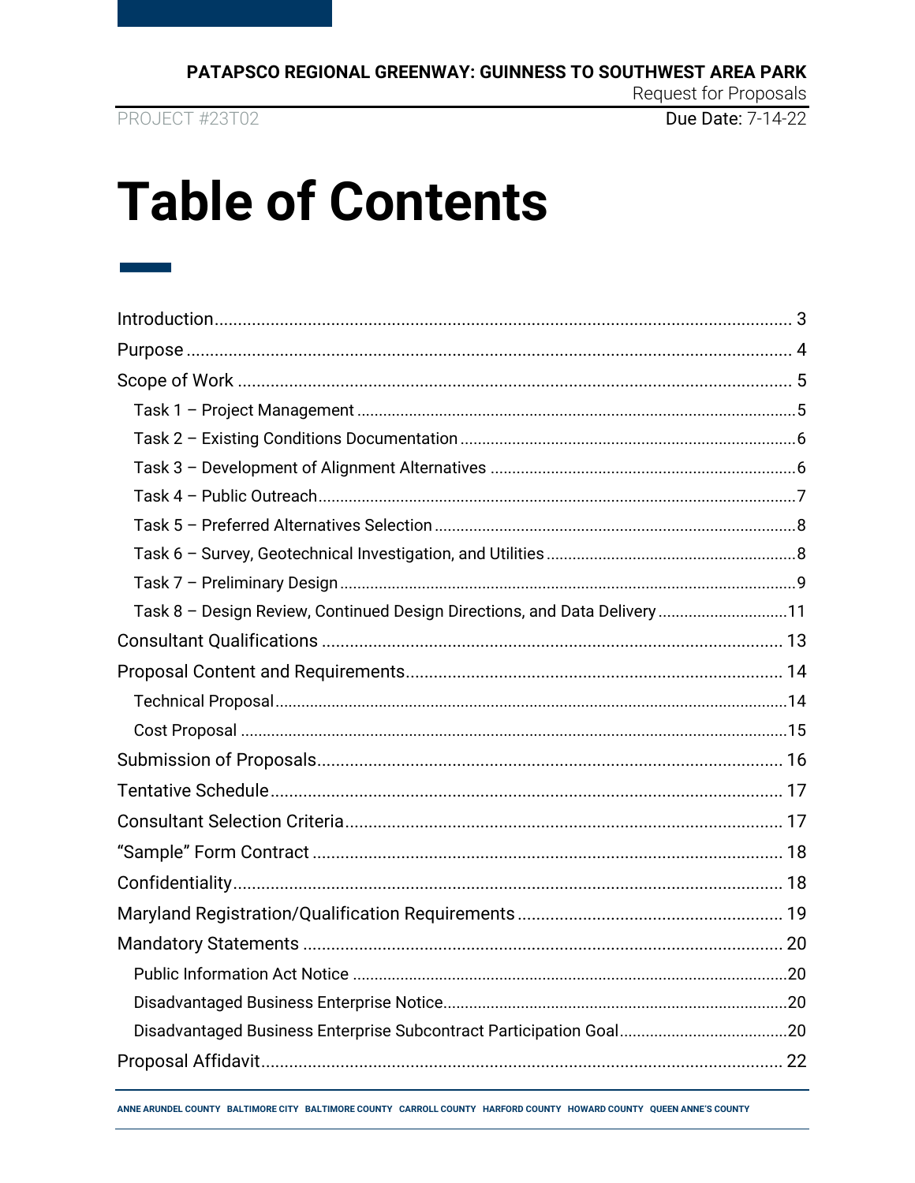# Table of Contents

- Introduction ... 3
- Purpose ... 4
- Scope of Work ... 5
  - Task 1 – Project Management ... 5
  - Task 2 – Existing Conditions Documentation ... 6
  - Task 3 – Development of Alignment Alternatives ... 6
  - Task 4 – Public Outreach ... 7
  - Task 5 – Preferred Alternatives Selection ... 8
  - Task 6 – Survey, Geotechnical Investigation, and Utilities ... 8
  - Task 7 – Preliminary Design ... 9
  - Task 8 – Design Review, Continued Design Directions, and Data Delivery ... 11
- Consultant Qualifications ... 13
- Proposal Content and Requirements ... 14
  - Technical Proposal ... 14
  - Cost Proposal ... 15
- Submission of Proposals ... 16
- Tentative Schedule ... 17
- Consultant Selection Criteria ... 17
- "Sample" Form Contract ... 18
- Confidentiality ... 18
- Maryland Registration/Qualification Requirements ... 19
- Mandatory Statements ... 20
  - Public Information Act Notice ... 20
  - Disadvantaged Business Enterprise Notice ... 20
  - Disadvantaged Business Enterprise Subcontract Participation Goal ... 20
- Proposal Affidavit ... 22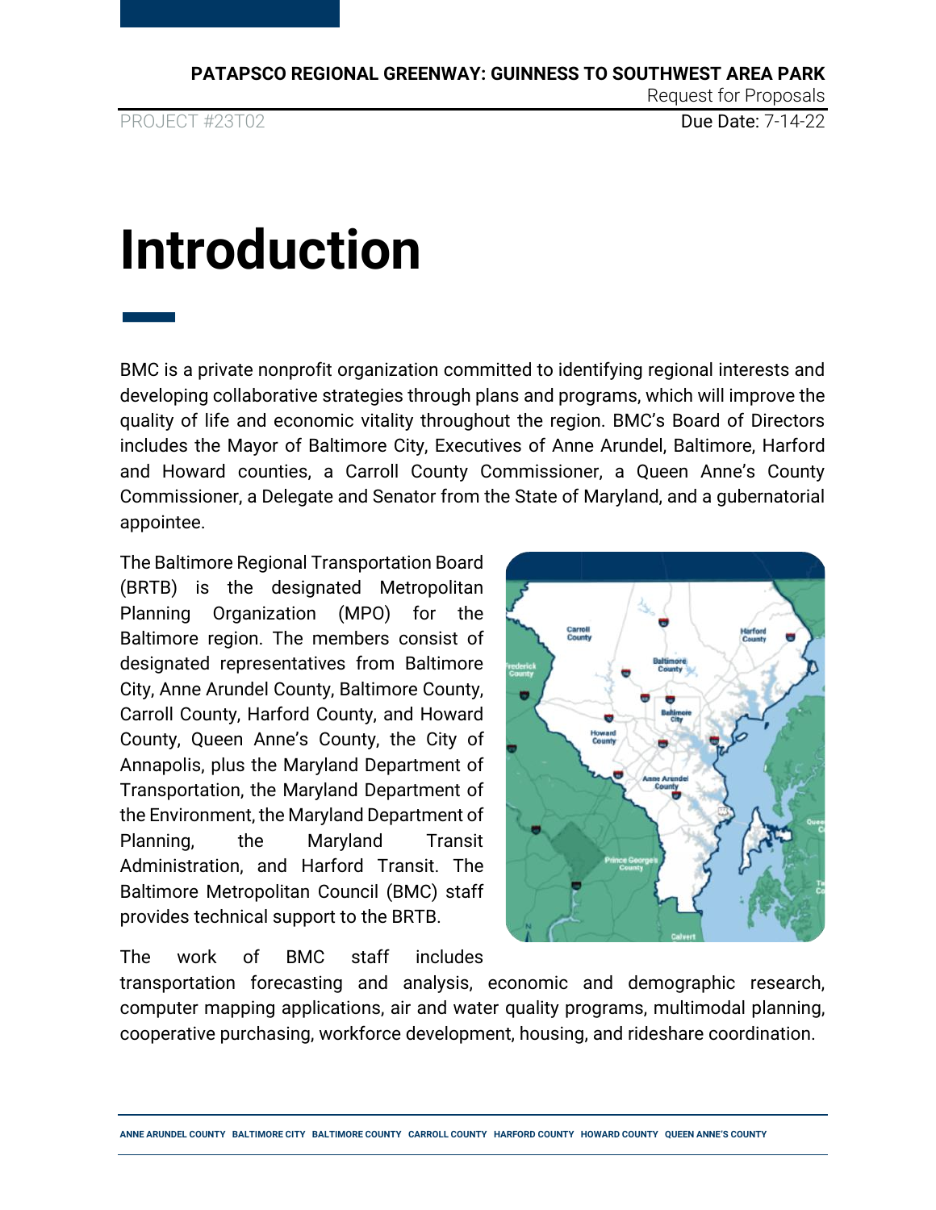# Introduction

BMC is a private nonprofit organization committed to identifying regional interests and developing collaborative strategies through plans and programs, which will improve the quality of life and economic vitality throughout the region. BMC's Board of Directors includes the Mayor of Baltimore City, Executives of Anne Arundel, Baltimore, Harford and Howard counties, a Carroll County Commissioner, a Queen Anne's County Commissioner, a Delegate and Senator from the State of Maryland, and a gubernatorial appointee.

The Baltimore Regional Transportation Board (BRTB) is the designated Metropolitan Planning Organization (MPO) for the Baltimore region. The members consist of designated representatives from Baltimore City, Anne Arundel County, Baltimore County, Carroll County, Harford County, and Howard County, Queen Anne's County, the City of Annapolis, plus the Maryland Department of Transportation, the Maryland Department of the Environment, the Maryland Department of Planning, the Maryland Transit Administration, and Harford Transit. The Baltimore Metropolitan Council (BMC) staff provides technical support to the BRTB.

The work of BMC staff includes transportation forecasting and analysis, economic and demographic research, computer mapping applications, air and water quality programs, multimodal planning, cooperative purchasing, workforce development, housing, and rideshare coordination.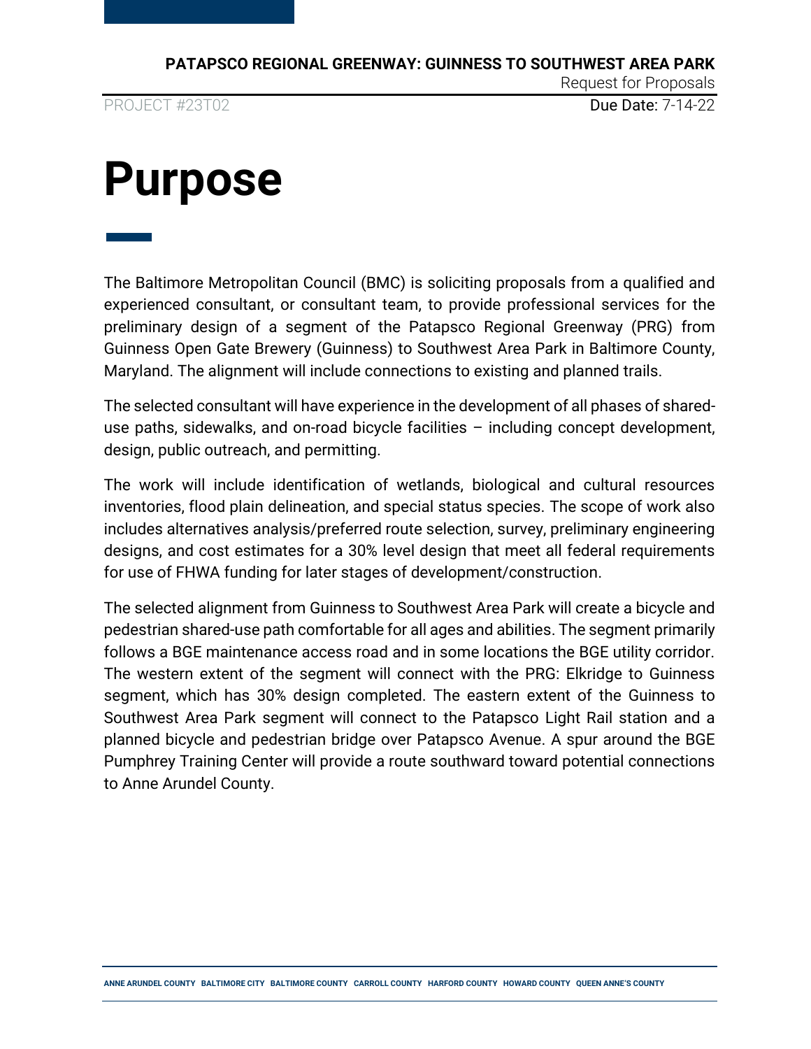# Purpose

The Baltimore Metropolitan Council (BMC) is soliciting proposals from a qualified and experienced consultant, or consultant team, to provide professional services for the preliminary design of a segment of the Patapsco Regional Greenway (PRG) from Guinness Open Gate Brewery (Guinness) to Southwest Area Park in Baltimore County, Maryland. The alignment will include connections to existing and planned trails.

The selected consultant will have experience in the development of all phases of shared-use paths, sidewalks, and on-road bicycle facilities – including concept development, design, public outreach, and permitting.

The work will include identification of wetlands, biological and cultural resources inventories, flood plain delineation, and special status species. The scope of work also includes alternatives analysis/preferred route selection, survey, preliminary engineering designs, and cost estimates for a 30% level design that meet all federal requirements for use of FHWA funding for later stages of development/construction.

The selected alignment from Guinness to Southwest Area Park will create a bicycle and pedestrian shared-use path comfortable for all ages and abilities. The segment primarily follows a BGE maintenance access road and in some locations the BGE utility corridor. The western extent of the segment will connect with the PRG: Elkridge to Guinness segment, which has 30% design completed. The eastern extent of the Guinness to Southwest Area Park segment will connect to the Patapsco Light Rail station and a planned bicycle and pedestrian bridge over Patapsco Avenue. A spur around the BGE Pumphrey Training Center will provide a route southward toward potential connections to Anne Arundel County.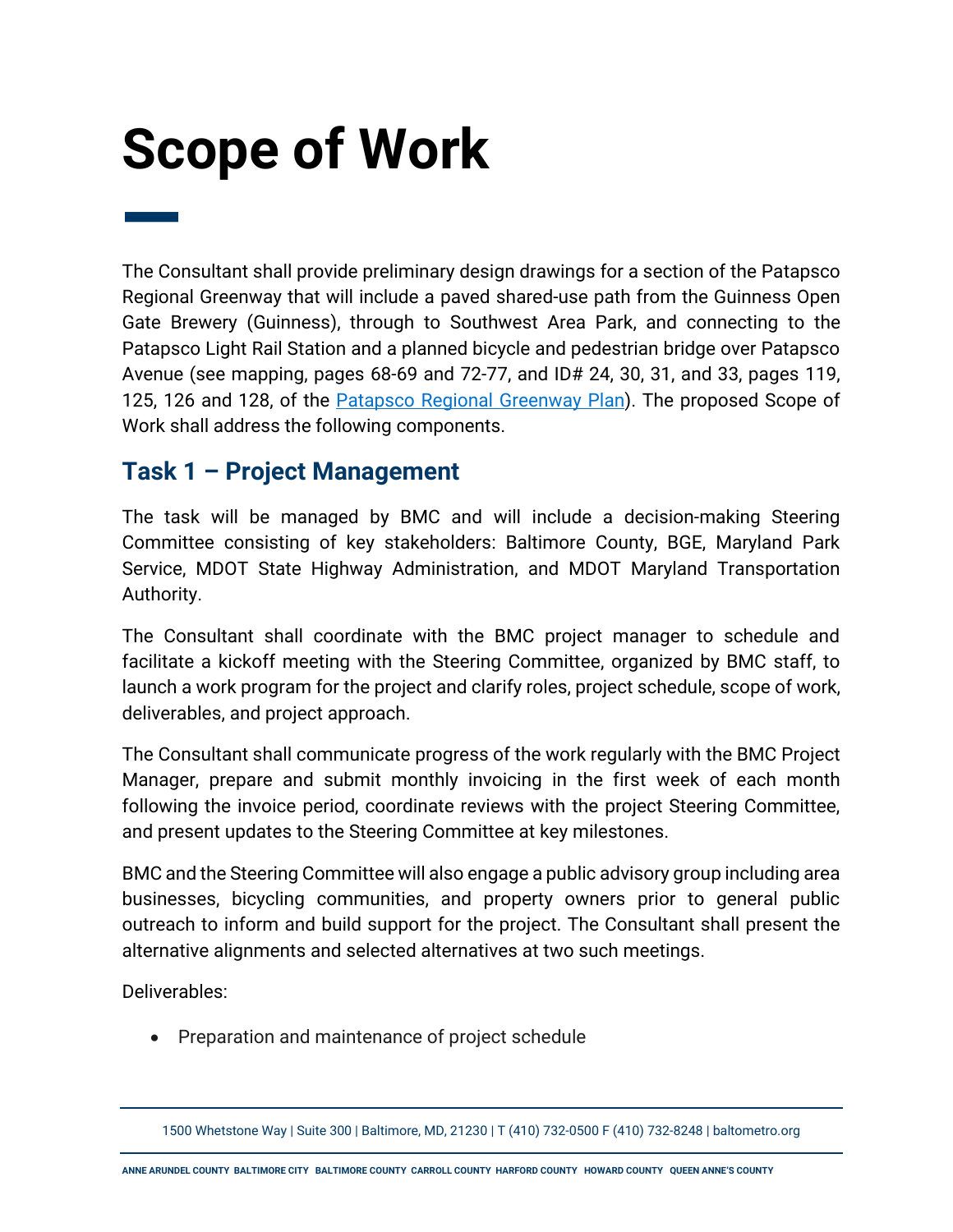# Scope of Work

The Consultant shall provide preliminary design drawings for a section of the Patapsco Regional Greenway that will include a paved shared-use path from the Guinness Open Gate Brewery (Guinness), through to Southwest Area Park, and connecting to the Patapsco Light Rail Station and a planned bicycle and pedestrian bridge over Patapsco Avenue (see mapping, pages 68-69 and 72-77, and ID# 24, 30, 31, and 33, pages 119, 125, 126 and 128, of the Patapsco Regional Greenway Plan). The proposed Scope of Work shall address the following components.

## Task 1 – Project Management

The task will be managed by BMC and will include a decision-making Steering Committee consisting of key stakeholders: Baltimore County, BGE, Maryland Park Service, MDOT State Highway Administration, and MDOT Maryland Transportation Authority.

The Consultant shall coordinate with the BMC project manager to schedule and facilitate a kickoff meeting with the Steering Committee, organized by BMC staff, to launch a work program for the project and clarify roles, project schedule, scope of work, deliverables, and project approach.

The Consultant shall communicate progress of the work regularly with the BMC Project Manager, prepare and submit monthly invoicing in the first week of each month following the invoice period, coordinate reviews with the project Steering Committee, and present updates to the Steering Committee at key milestones.

BMC and the Steering Committee will also engage a public advisory group including area businesses, bicycling communities, and property owners prior to general public outreach to inform and build support for the project. The Consultant shall present the alternative alignments and selected alternatives at two such meetings.

Deliverables:

- Preparation and maintenance of project schedule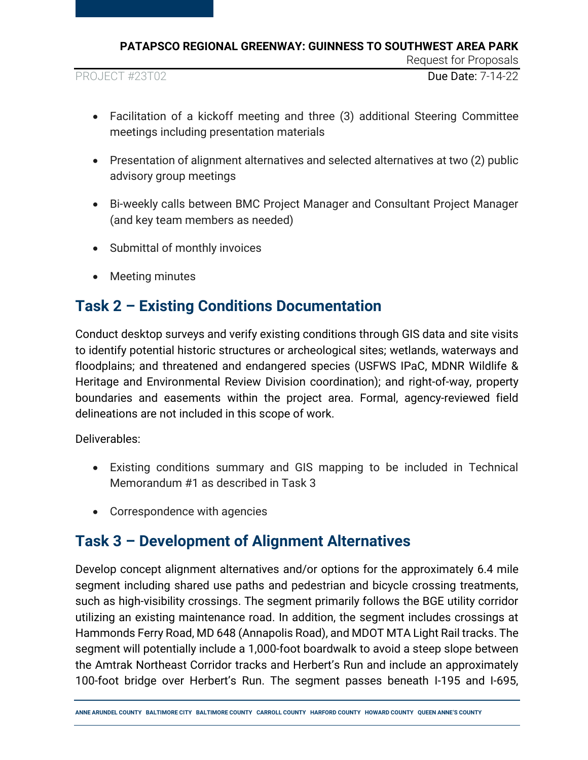- Facilitation of a kickoff meeting and three (3) additional Steering Committee meetings including presentation materials
- Presentation of alignment alternatives and selected alternatives at two (2) public advisory group meetings
- Bi-weekly calls between BMC Project Manager and Consultant Project Manager (and key team members as needed)
- Submittal of monthly invoices
- Meeting minutes

## Task 2 – Existing Conditions Documentation

Conduct desktop surveys and verify existing conditions through GIS data and site visits to identify potential historic structures or archeological sites; wetlands, waterways and floodplains; and threatened and endangered species (USFWS IPaC, MDNR Wildlife & Heritage and Environmental Review Division coordination); and right-of-way, property boundaries and easements within the project area. Formal, agency-reviewed field delineations are not included in this scope of work.

Deliverables:

- Existing conditions summary and GIS mapping to be included in Technical Memorandum #1 as described in Task 3
- Correspondence with agencies

## Task 3 – Development of Alignment Alternatives

Develop concept alignment alternatives and/or options for the approximately 6.4 mile segment including shared use paths and pedestrian and bicycle crossing treatments, such as high-visibility crossings. The segment primarily follows the BGE utility corridor utilizing an existing maintenance road. In addition, the segment includes crossings at Hammonds Ferry Road, MD 648 (Annapolis Road), and MDOT MTA Light Rail tracks. The segment will potentially include a 1,000-foot boardwalk to avoid a steep slope between the Amtrak Northeast Corridor tracks and Herbert's Run and include an approximately 100-foot bridge over Herbert's Run. The segment passes beneath I-195 and I-695,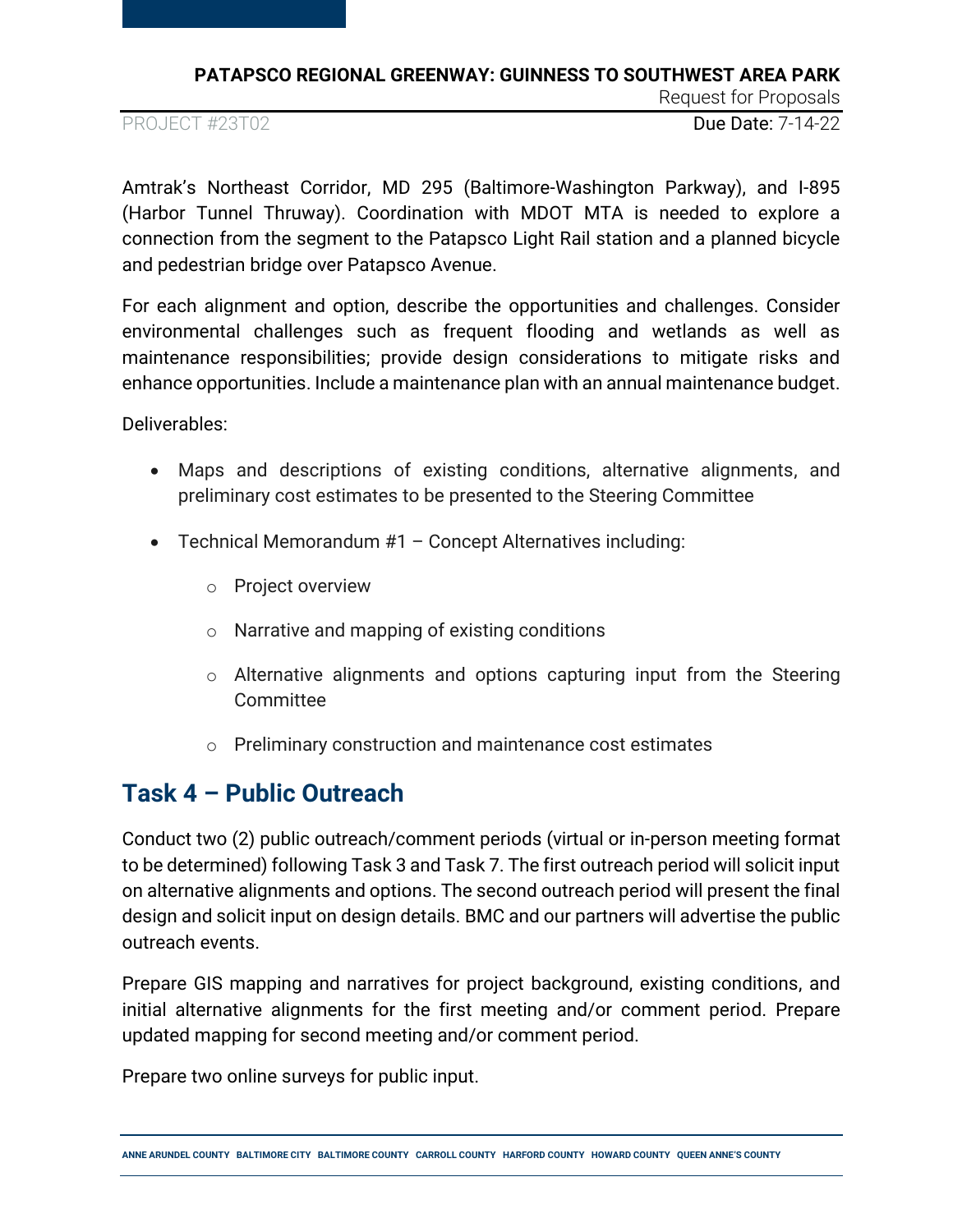Amtrak's Northeast Corridor, MD 295 (Baltimore-Washington Parkway), and I-895 (Harbor Tunnel Thruway). Coordination with MDOT MTA is needed to explore a connection from the segment to the Patapsco Light Rail station and a planned bicycle and pedestrian bridge over Patapsco Avenue.

For each alignment and option, describe the opportunities and challenges. Consider environmental challenges such as frequent flooding and wetlands as well as maintenance responsibilities; provide design considerations to mitigate risks and enhance opportunities. Include a maintenance plan with an annual maintenance budget.

Deliverables:

- Maps and descriptions of existing conditions, alternative alignments, and preliminary cost estimates to be presented to the Steering Committee
- Technical Memorandum #1 – Concept Alternatives including:
  - Project overview
  - Narrative and mapping of existing conditions
  - Alternative alignments and options capturing input from the Steering Committee
  - Preliminary construction and maintenance cost estimates

## Task 4 – Public Outreach

Conduct two (2) public outreach/comment periods (virtual or in-person meeting format to be determined) following Task 3 and Task 7. The first outreach period will solicit input on alternative alignments and options. The second outreach period will present the final design and solicit input on design details. BMC and our partners will advertise the public outreach events.

Prepare GIS mapping and narratives for project background, existing conditions, and initial alternative alignments for the first meeting and/or comment period. Prepare updated mapping for second meeting and/or comment period.

Prepare two online surveys for public input.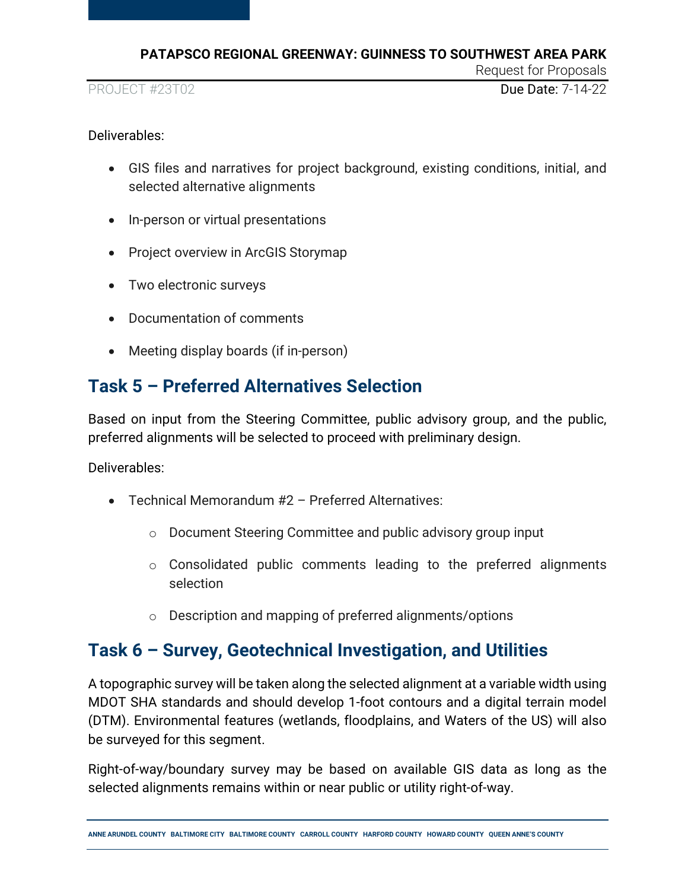Deliverables:

- GIS files and narratives for project background, existing conditions, initial, and selected alternative alignments
- In-person or virtual presentations
- Project overview in ArcGIS Storymap
- Two electronic surveys
- Documentation of comments
- Meeting display boards (if in-person)

## Task 5 – Preferred Alternatives Selection

Based on input from the Steering Committee, public advisory group, and the public, preferred alignments will be selected to proceed with preliminary design.

Deliverables:

- Technical Memorandum #2 – Preferred Alternatives:
  - Document Steering Committee and public advisory group input
  - Consolidated public comments leading to the preferred alignments selection
  - Description and mapping of preferred alignments/options

## Task 6 – Survey, Geotechnical Investigation, and Utilities

A topographic survey will be taken along the selected alignment at a variable width using MDOT SHA standards and should develop 1-foot contours and a digital terrain model (DTM). Environmental features (wetlands, floodplains, and Waters of the US) will also be surveyed for this segment.

Right-of-way/boundary survey may be based on available GIS data as long as the selected alignments remains within or near public or utility right-of-way.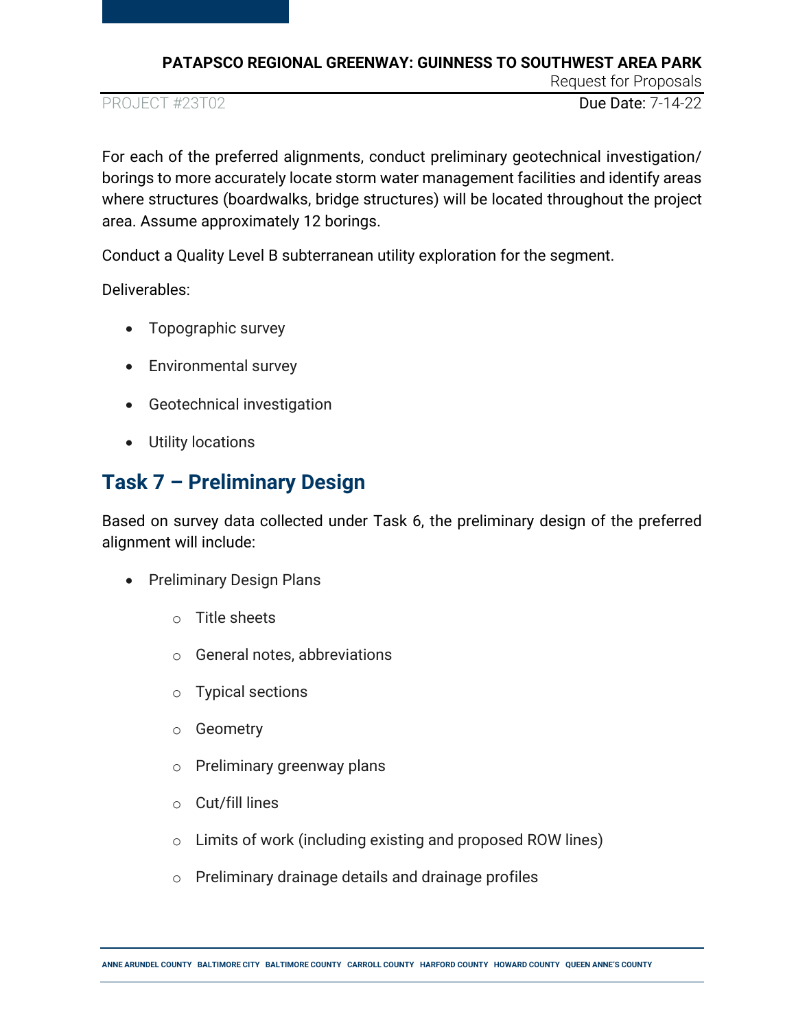For each of the preferred alignments, conduct preliminary geotechnical investigation/ borings to more accurately locate storm water management facilities and identify areas where structures (boardwalks, bridge structures) will be located throughout the project area. Assume approximately 12 borings.

Conduct a Quality Level B subterranean utility exploration for the segment.

Deliverables:

- Topographic survey
- Environmental survey
- Geotechnical investigation
- Utility locations

## Task 7 – Preliminary Design

Based on survey data collected under Task 6, the preliminary design of the preferred alignment will include:

- Preliminary Design Plans
    - Title sheets
    - General notes, abbreviations
    - Typical sections
    - Geometry
    - Preliminary greenway plans
    - Cut/fill lines
    - Limits of work (including existing and proposed ROW lines)
    - Preliminary drainage details and drainage profiles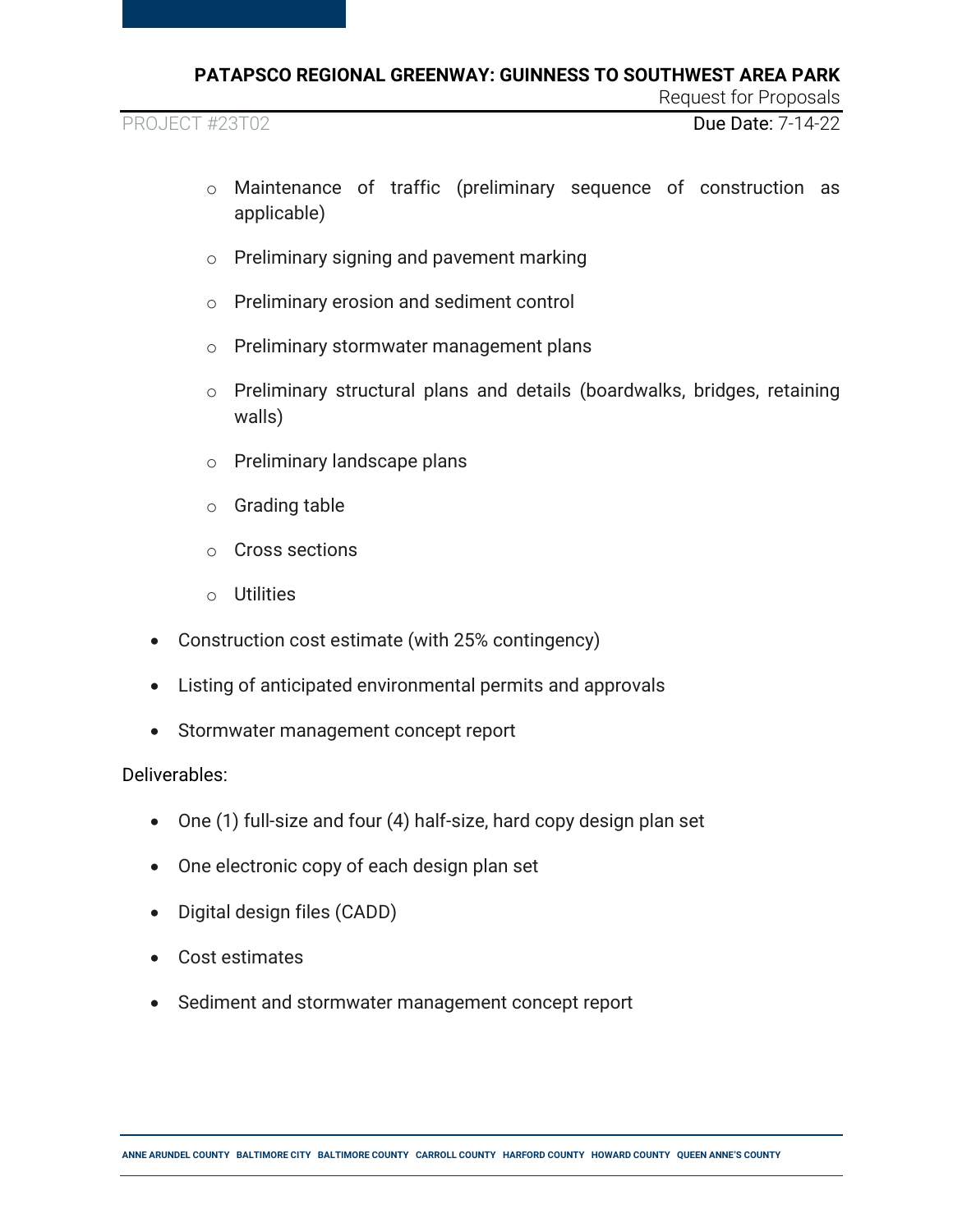- Maintenance of traffic (preliminary sequence of construction as applicable)
    - Preliminary signing and pavement marking
    - Preliminary erosion and sediment control
    - Preliminary stormwater management plans
    - Preliminary structural plans and details (boardwalks, bridges, retaining walls)
    - Preliminary landscape plans
    - Grading table
    - Cross sections
    - Utilities
- Construction cost estimate (with 25% contingency)
- Listing of anticipated environmental permits and approvals
- Stormwater management concept report

Deliverables:

- One (1) full-size and four (4) half-size, hard copy design plan set
- One electronic copy of each design plan set
- Digital design files (CADD)
- Cost estimates
- Sediment and stormwater management concept report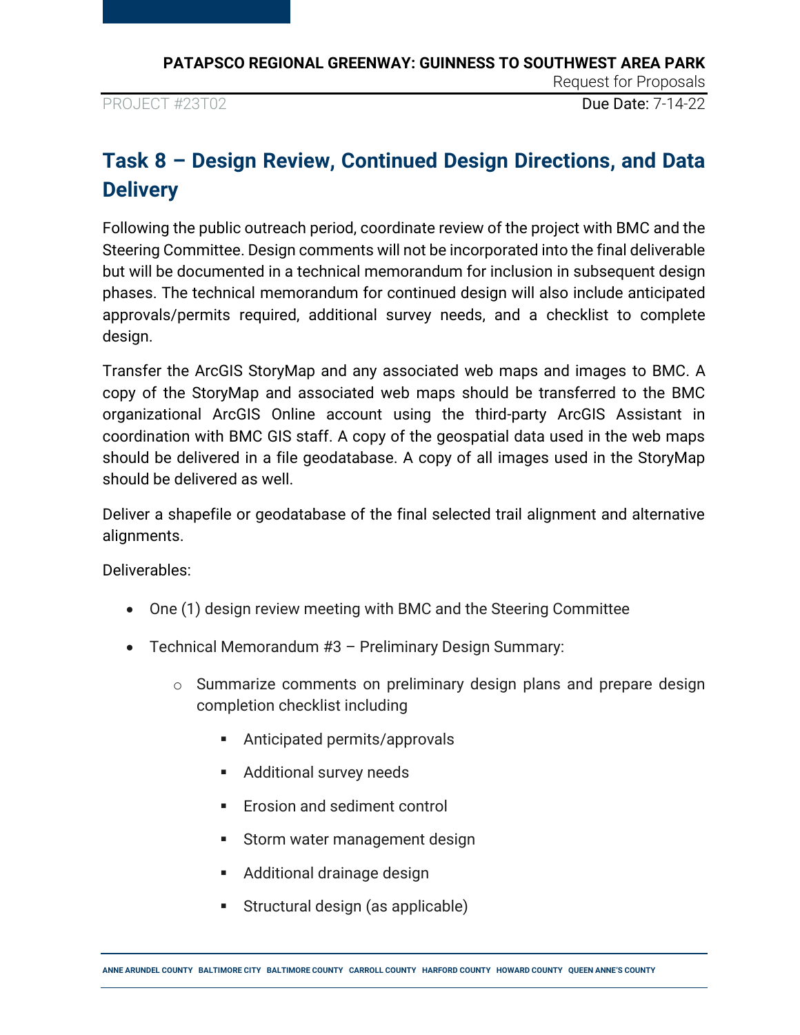## Task 8 – Design Review, Continued Design Directions, and Data Delivery

Following the public outreach period, coordinate review of the project with BMC and the Steering Committee. Design comments will not be incorporated into the final deliverable but will be documented in a technical memorandum for inclusion in subsequent design phases. The technical memorandum for continued design will also include anticipated approvals/permits required, additional survey needs, and a checklist to complete design.

Transfer the ArcGIS StoryMap and any associated web maps and images to BMC. A copy of the StoryMap and associated web maps should be transferred to the BMC organizational ArcGIS Online account using the third-party ArcGIS Assistant in coordination with BMC GIS staff. A copy of the geospatial data used in the web maps should be delivered in a file geodatabase. A copy of all images used in the StoryMap should be delivered as well.

Deliver a shapefile or geodatabase of the final selected trail alignment and alternative alignments.

Deliverables:

- One (1) design review meeting with BMC and the Steering Committee
- Technical Memorandum #3 – Preliminary Design Summary:
  - Summarize comments on preliminary design plans and prepare design completion checklist including
    - Anticipated permits/approvals
    - Additional survey needs
    - Erosion and sediment control
    - Storm water management design
    - Additional drainage design
    - Structural design (as applicable)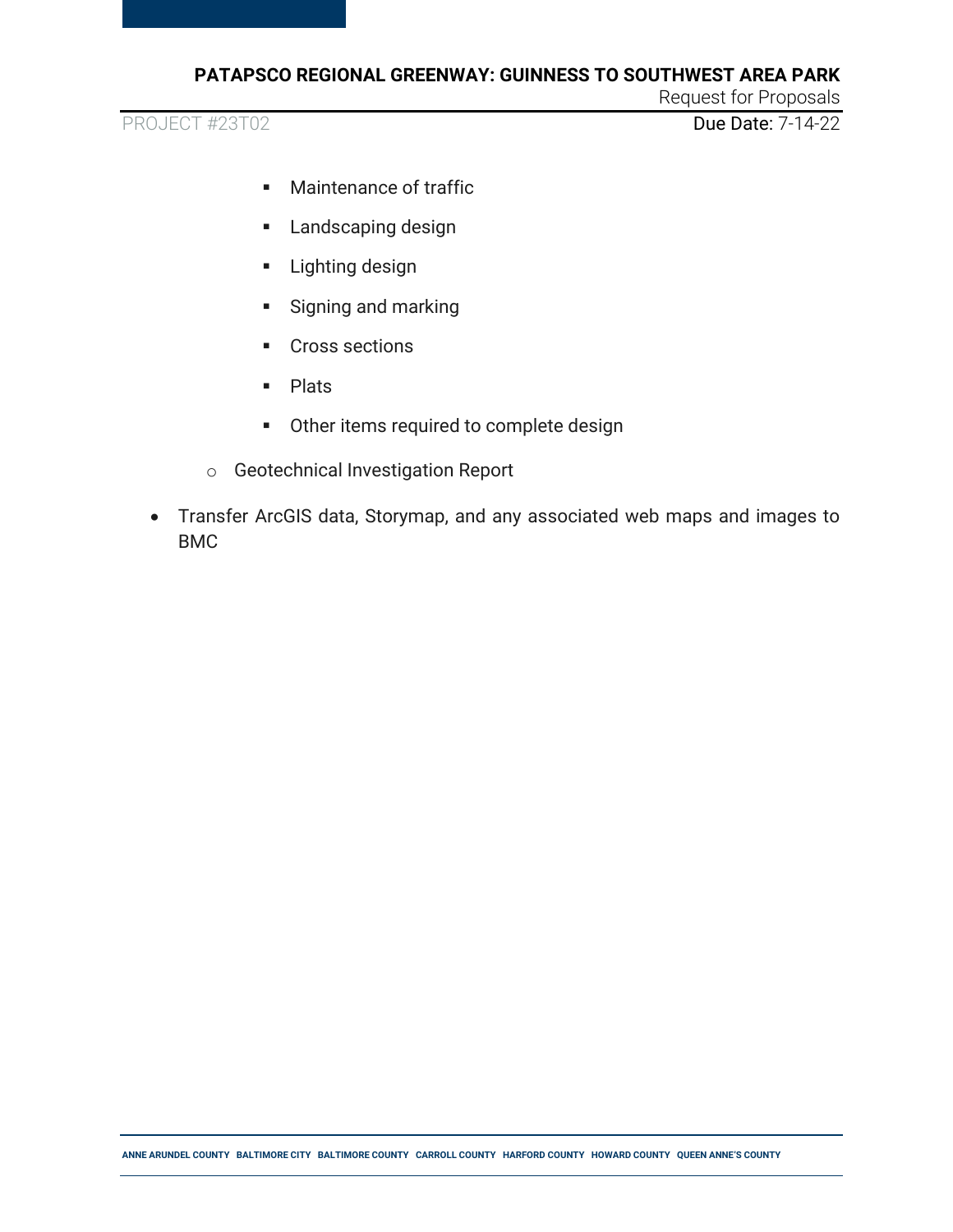- Maintenance of traffic
        - Landscaping design
        - Lighting design
        - Signing and marking
        - Cross sections
        - Plats
        - Other items required to complete design
    - Geotechnical Investigation Report
- Transfer ArcGIS data, Storymap, and any associated web maps and images to BMC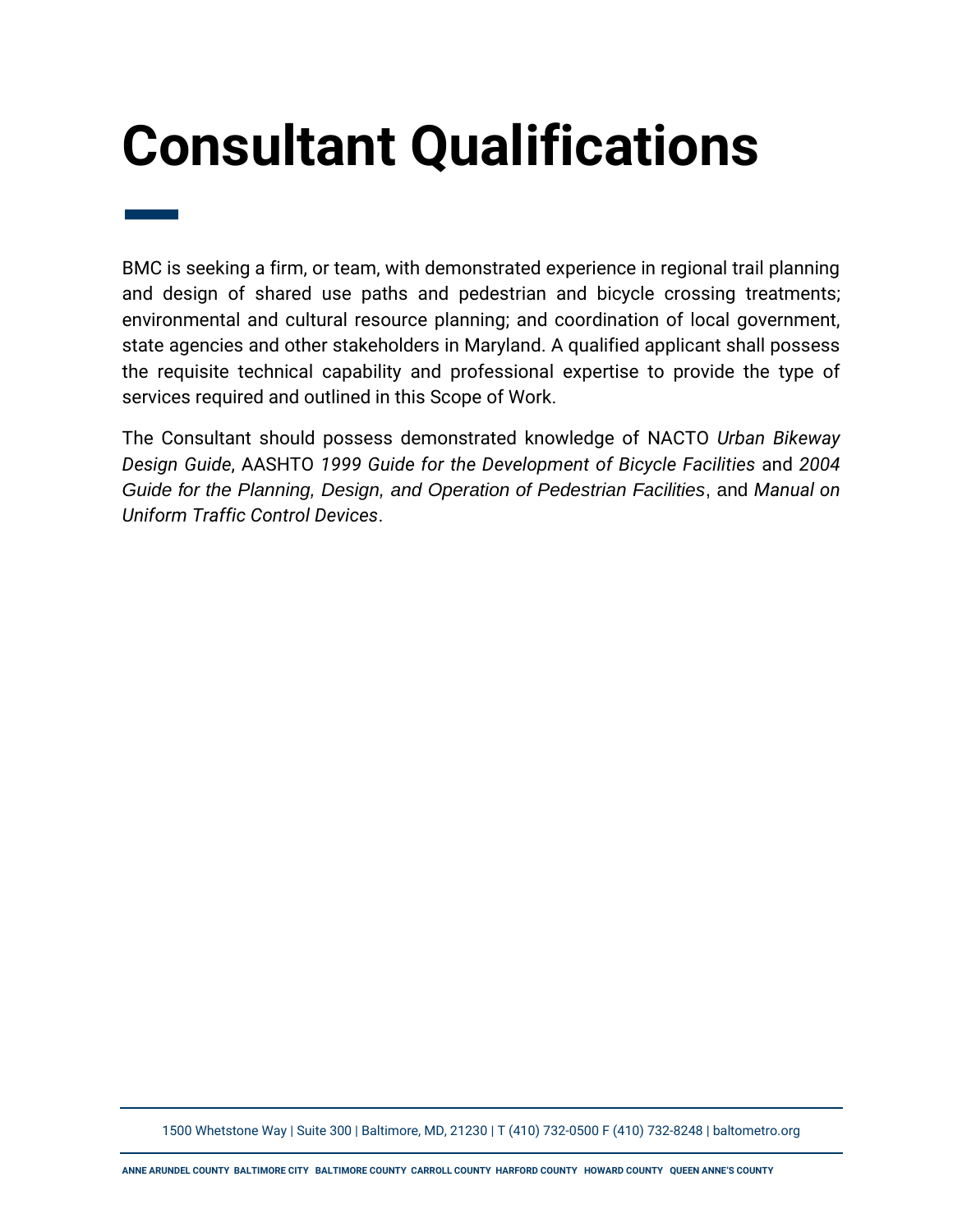# Consultant Qualifications

BMC is seeking a firm, or team, with demonstrated experience in regional trail planning and design of shared use paths and pedestrian and bicycle crossing treatments; environmental and cultural resource planning; and coordination of local government, state agencies and other stakeholders in Maryland. A qualified applicant shall possess the requisite technical capability and professional expertise to provide the type of services required and outlined in this Scope of Work.

The Consultant should possess demonstrated knowledge of NACTO *Urban Bikeway Design Guide*, AASHTO *1999 Guide for the Development of Bicycle Facilities* and *2004 Guide for the Planning, Design, and Operation of Pedestrian Facilities*, and *Manual on Uniform Traffic Control Devices*.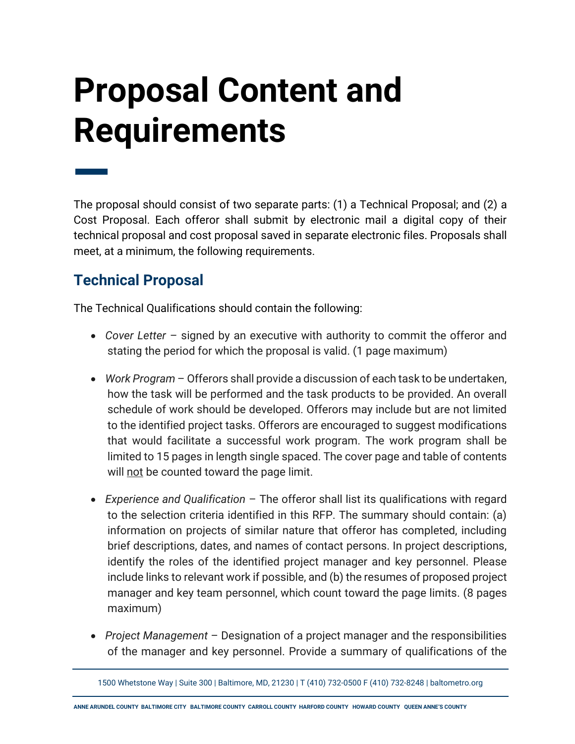# Proposal Content and Requirements

The proposal should consist of two separate parts: (1) a Technical Proposal; and (2) a Cost Proposal. Each offeror shall submit by electronic mail a digital copy of their technical proposal and cost proposal saved in separate electronic files. Proposals shall meet, at a minimum, the following requirements.

## Technical Proposal

The Technical Qualifications should contain the following:

- *Cover Letter* – signed by an executive with authority to commit the offeror and stating the period for which the proposal is valid. (1 page maximum)

- *Work Program* – Offerors shall provide a discussion of each task to be undertaken, how the task will be performed and the task products to be provided. An overall schedule of work should be developed. Offerors may include but are not limited to the identified project tasks. Offerors are encouraged to suggest modifications that would facilitate a successful work program. The work program shall be limited to 15 pages in length single spaced. The cover page and table of contents will <u>not</u> be counted toward the page limit.

- *Experience and Qualification* – The offeror shall list its qualifications with regard to the selection criteria identified in this RFP. The summary should contain: (a) information on projects of similar nature that offeror has completed, including brief descriptions, dates, and names of contact persons. In project descriptions, identify the roles of the identified project manager and key personnel. Please include links to relevant work if possible, and (b) the resumes of proposed project manager and key team personnel, which count toward the page limits. (8 pages maximum)

- *Project Management* – Designation of a project manager and the responsibilities of the manager and key personnel. Provide a summary of qualifications of the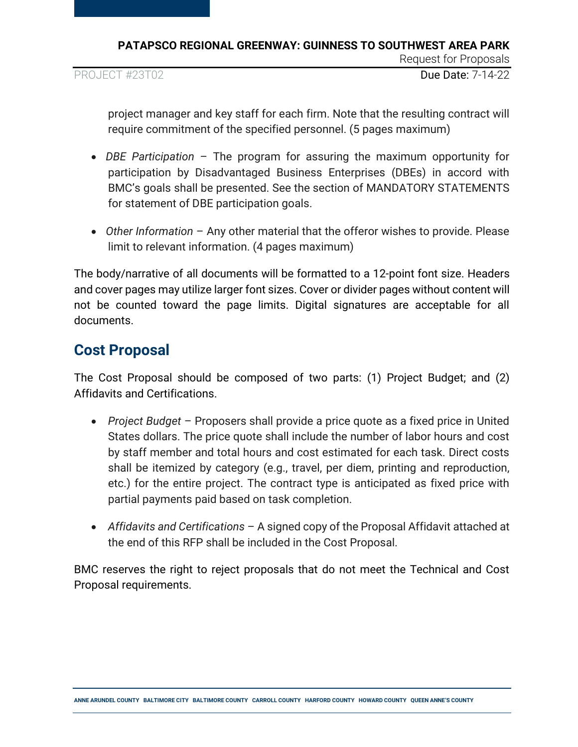project manager and key staff for each firm. Note that the resulting contract will require commitment of the specified personnel. (5 pages maximum)

- *DBE Participation* – The program for assuring the maximum opportunity for participation by Disadvantaged Business Enterprises (DBEs) in accord with BMC's goals shall be presented. See the section of MANDATORY STATEMENTS for statement of DBE participation goals.

- *Other Information* – Any other material that the offeror wishes to provide. Please limit to relevant information. (4 pages maximum)

The body/narrative of all documents will be formatted to a 12-point font size. Headers and cover pages may utilize larger font sizes. Cover or divider pages without content will not be counted toward the page limits. Digital signatures are acceptable for all documents.

## Cost Proposal

The Cost Proposal should be composed of two parts: (1) Project Budget; and (2) Affidavits and Certifications.

- *Project Budget* – Proposers shall provide a price quote as a fixed price in United States dollars. The price quote shall include the number of labor hours and cost by staff member and total hours and cost estimated for each task. Direct costs shall be itemized by category (e.g., travel, per diem, printing and reproduction, etc.) for the entire project. The contract type is anticipated as fixed price with partial payments paid based on task completion.

- *Affidavits and Certifications* – A signed copy of the Proposal Affidavit attached at the end of this RFP shall be included in the Cost Proposal.

BMC reserves the right to reject proposals that do not meet the Technical and Cost Proposal requirements.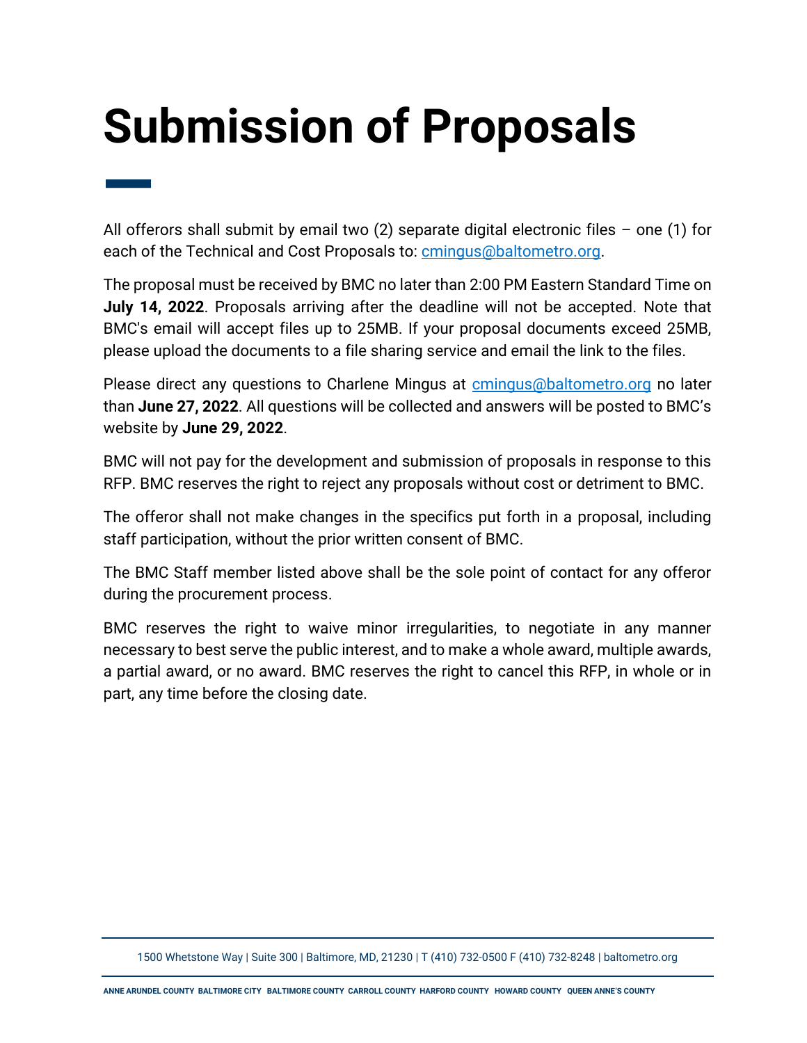# Submission of Proposals

All offerors shall submit by email two (2) separate digital electronic files – one (1) for each of the Technical and Cost Proposals to: cmingus@baltometro.org.

The proposal must be received by BMC no later than 2:00 PM Eastern Standard Time on **July 14, 2022**. Proposals arriving after the deadline will not be accepted. Note that BMC's email will accept files up to 25MB. If your proposal documents exceed 25MB, please upload the documents to a file sharing service and email the link to the files.

Please direct any questions to Charlene Mingus at cmingus@baltometro.org no later than **June 27, 2022**. All questions will be collected and answers will be posted to BMC's website by **June 29, 2022**.

BMC will not pay for the development and submission of proposals in response to this RFP. BMC reserves the right to reject any proposals without cost or detriment to BMC.

The offeror shall not make changes in the specifics put forth in a proposal, including staff participation, without the prior written consent of BMC.

The BMC Staff member listed above shall be the sole point of contact for any offeror during the procurement process.

BMC reserves the right to waive minor irregularities, to negotiate in any manner necessary to best serve the public interest, and to make a whole award, multiple awards, a partial award, or no award. BMC reserves the right to cancel this RFP, in whole or in part, any time before the closing date.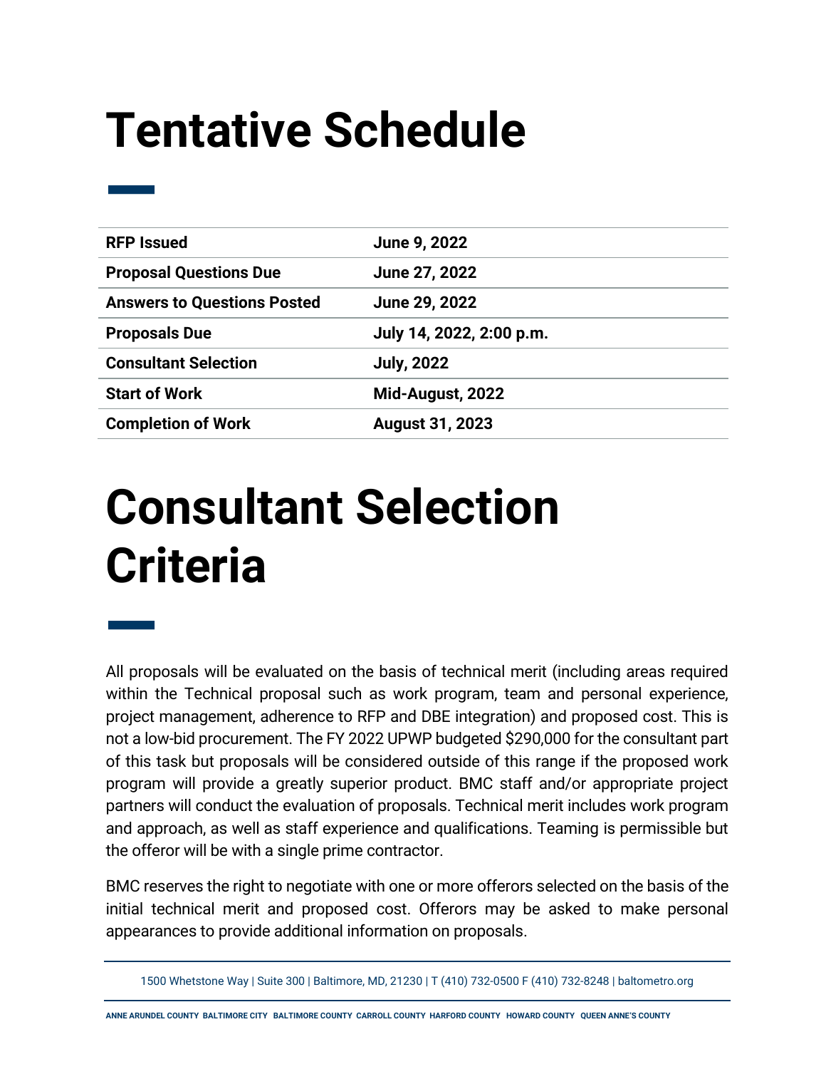# Tentative Schedule

| | |
|---|---|
| **RFP Issued** | **June 9, 2022** |
| **Proposal Questions Due** | **June 27, 2022** |
| **Answers to Questions Posted** | **June 29, 2022** |
| **Proposals Due** | **July 14, 2022, 2:00 p.m.** |
| **Consultant Selection** | **July, 2022** |
| **Start of Work** | **Mid-August, 2022** |
| **Completion of Work** | **August 31, 2023** |

# Consultant Selection Criteria

All proposals will be evaluated on the basis of technical merit (including areas required within the Technical proposal such as work program, team and personal experience, project management, adherence to RFP and DBE integration) and proposed cost. This is not a low-bid procurement. The FY 2022 UPWP budgeted $290,000 for the consultant part of this task but proposals will be considered outside of this range if the proposed work program will provide a greatly superior product. BMC staff and/or appropriate project partners will conduct the evaluation of proposals. Technical merit includes work program and approach, as well as staff experience and qualifications. Teaming is permissible but the offeror will be with a single prime contractor.

BMC reserves the right to negotiate with one or more offerors selected on the basis of the initial technical merit and proposed cost. Offerors may be asked to make personal appearances to provide additional information on proposals.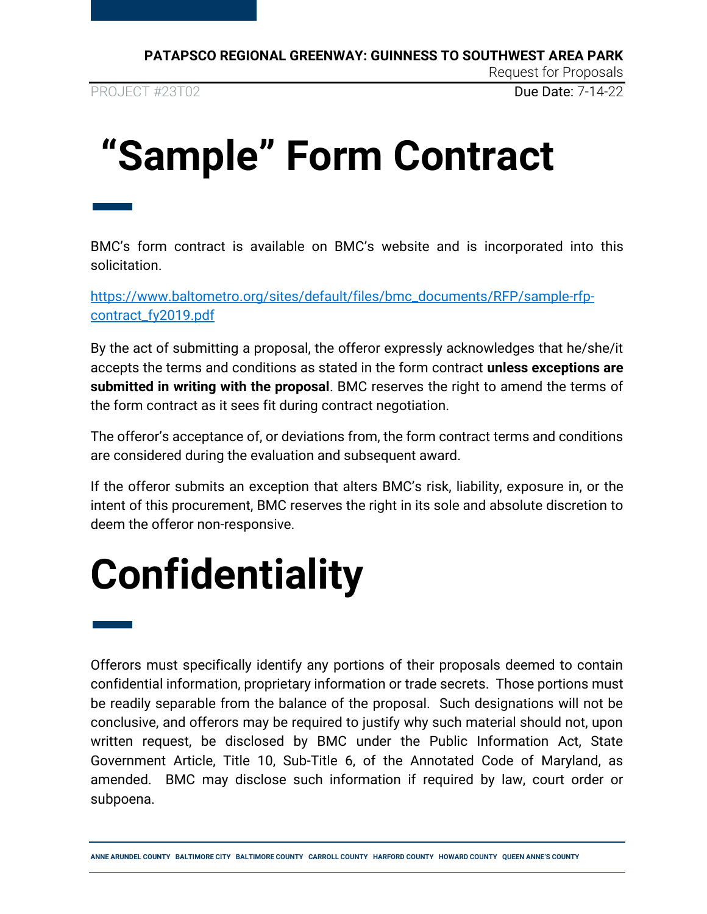# "Sample" Form Contract

BMC's form contract is available on BMC's website and is incorporated into this solicitation.

https://www.baltometro.org/sites/default/files/bmc_documents/RFP/sample-rfp-contract_fy2019.pdf

By the act of submitting a proposal, the offeror expressly acknowledges that he/she/it accepts the terms and conditions as stated in the form contract **unless exceptions are submitted in writing with the proposal**. BMC reserves the right to amend the terms of the form contract as it sees fit during contract negotiation.

The offeror's acceptance of, or deviations from, the form contract terms and conditions are considered during the evaluation and subsequent award.

If the offeror submits an exception that alters BMC's risk, liability, exposure in, or the intent of this procurement, BMC reserves the right in its sole and absolute discretion to deem the offeror non-responsive.

# Confidentiality

Offerors must specifically identify any portions of their proposals deemed to contain confidential information, proprietary information or trade secrets. Those portions must be readily separable from the balance of the proposal. Such designations will not be conclusive, and offerors may be required to justify why such material should not, upon written request, be disclosed by BMC under the Public Information Act, State Government Article, Title 10, Sub-Title 6, of the Annotated Code of Maryland, as amended. BMC may disclose such information if required by law, court order or subpoena.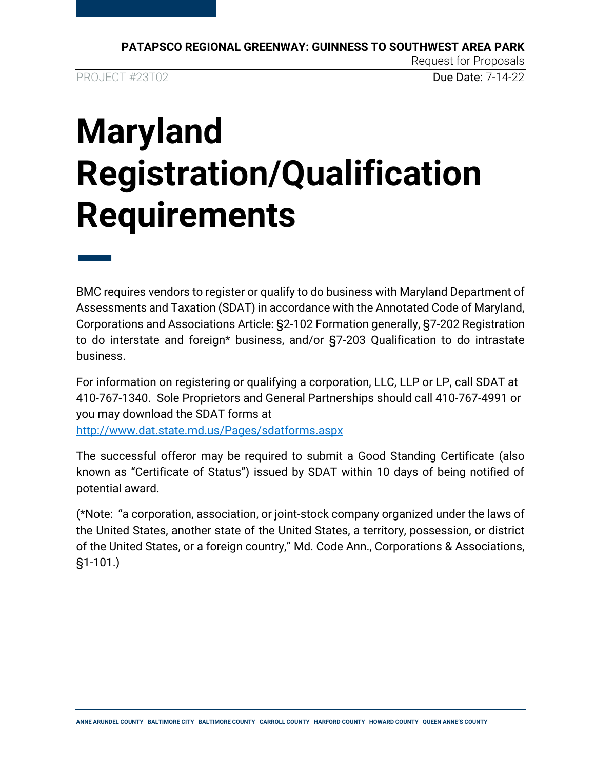# Maryland Registration/Qualification Requirements

BMC requires vendors to register or qualify to do business with Maryland Department of Assessments and Taxation (SDAT) in accordance with the Annotated Code of Maryland, Corporations and Associations Article: §2-102 Formation generally, §7-202 Registration to do interstate and foreign* business, and/or §7-203 Qualification to do intrastate business.

For information on registering or qualifying a corporation, LLC, LLP or LP, call SDAT at 410-767-1340. Sole Proprietors and General Partnerships should call 410-767-4991 or you may download the SDAT forms at http://www.dat.state.md.us/Pages/sdatforms.aspx

The successful offeror may be required to submit a Good Standing Certificate (also known as "Certificate of Status") issued by SDAT within 10 days of being notified of potential award.

(*Note: "a corporation, association, or joint-stock company organized under the laws of the United States, another state of the United States, a territory, possession, or district of the United States, or a foreign country," Md. Code Ann., Corporations & Associations, §1-101.)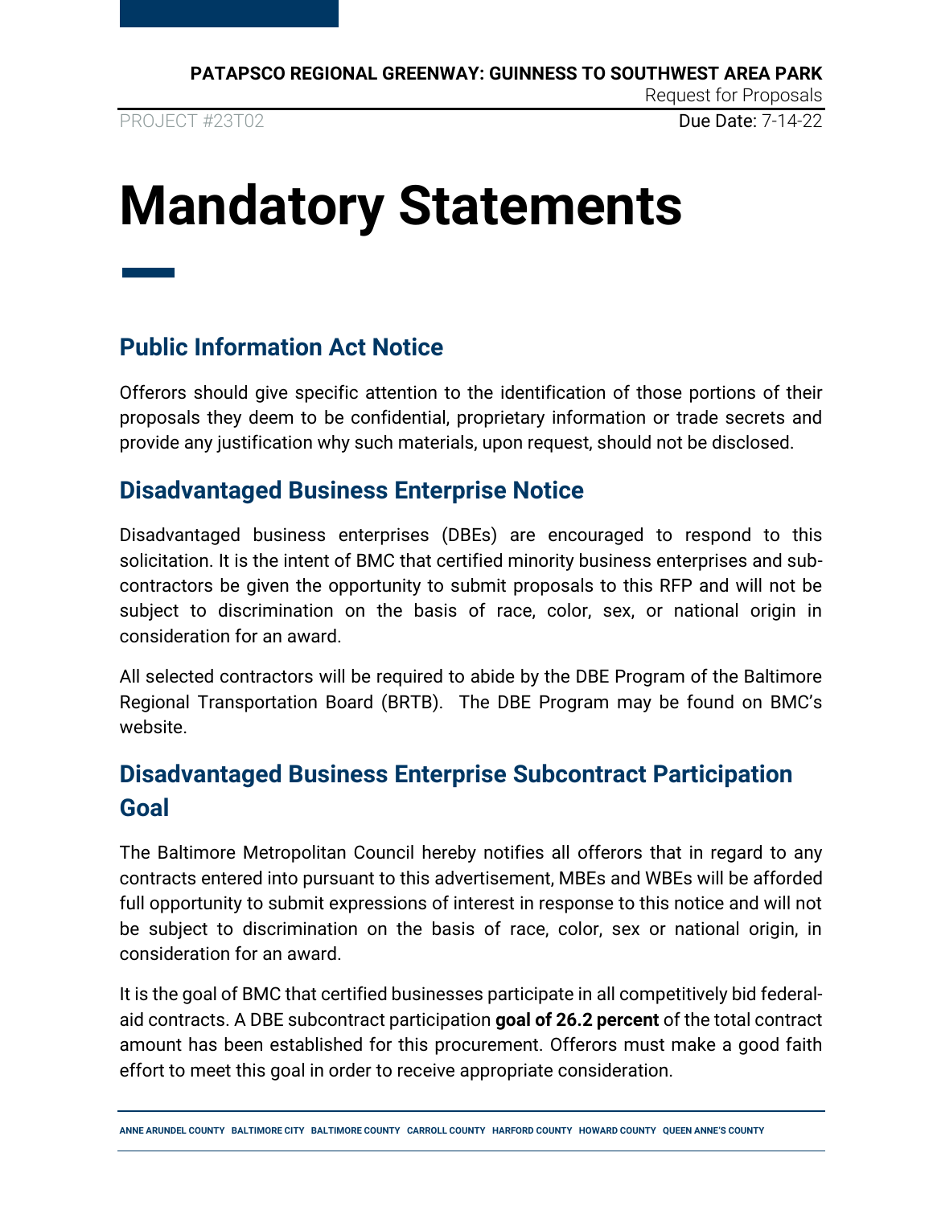# Mandatory Statements

## Public Information Act Notice

Offerors should give specific attention to the identification of those portions of their proposals they deem to be confidential, proprietary information or trade secrets and provide any justification why such materials, upon request, should not be disclosed.

## Disadvantaged Business Enterprise Notice

Disadvantaged business enterprises (DBEs) are encouraged to respond to this solicitation. It is the intent of BMC that certified minority business enterprises and sub-contractors be given the opportunity to submit proposals to this RFP and will not be subject to discrimination on the basis of race, color, sex, or national origin in consideration for an award.

All selected contractors will be required to abide by the DBE Program of the Baltimore Regional Transportation Board (BRTB). The DBE Program may be found on BMC's website.

## Disadvantaged Business Enterprise Subcontract Participation Goal

The Baltimore Metropolitan Council hereby notifies all offerors that in regard to any contracts entered into pursuant to this advertisement, MBEs and WBEs will be afforded full opportunity to submit expressions of interest in response to this notice and will not be subject to discrimination on the basis of race, color, sex or national origin, in consideration for an award.

It is the goal of BMC that certified businesses participate in all competitively bid federal-aid contracts. A DBE subcontract participation **goal of 26.2 percent** of the total contract amount has been established for this procurement. Offerors must make a good faith effort to meet this goal in order to receive appropriate consideration.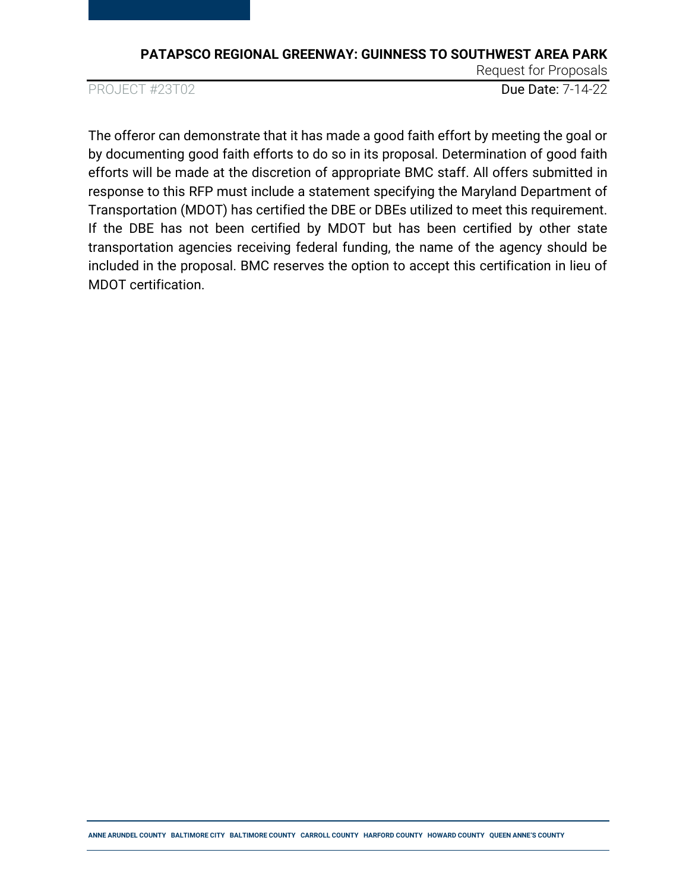The offeror can demonstrate that it has made a good faith effort by meeting the goal or by documenting good faith efforts to do so in its proposal. Determination of good faith efforts will be made at the discretion of appropriate BMC staff. All offers submitted in response to this RFP must include a statement specifying the Maryland Department of Transportation (MDOT) has certified the DBE or DBEs utilized to meet this requirement. If the DBE has not been certified by MDOT but has been certified by other state transportation agencies receiving federal funding, the name of the agency should be included in the proposal. BMC reserves the option to accept this certification in lieu of MDOT certification.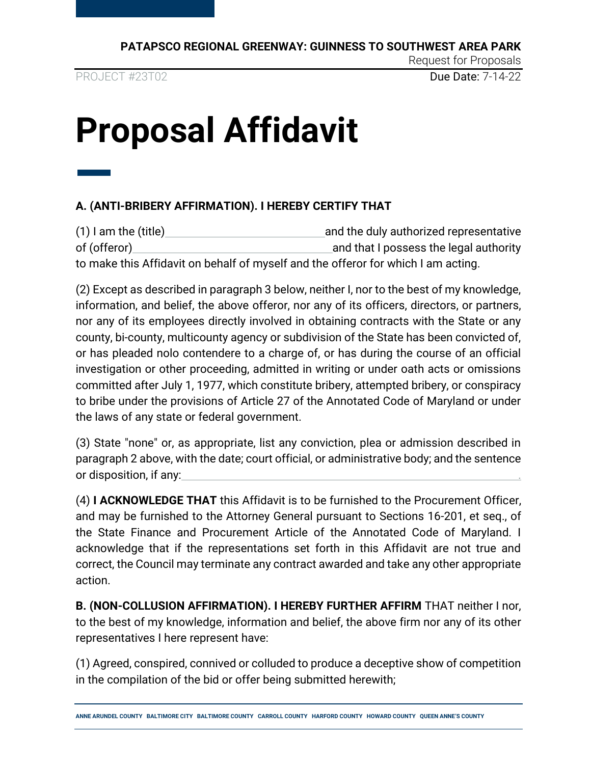# Proposal Affidavit

**A. (ANTI-BRIBERY AFFIRMATION). I HEREBY CERTIFY THAT**

(1) I am the (title)\_\_\_\_\_\_\_\_\_\_\_\_\_\_\_\_\_\_\_\_\_\_\_\_\_\_\_\_\_\_ and the duly authorized representative of (offeror)\_\_\_\_\_\_\_\_\_\_\_\_\_\_\_\_\_\_\_\_\_\_\_\_\_\_\_\_\_\_\_\_\_\_\_\_ and that I possess the legal authority to make this Affidavit on behalf of myself and the offeror for which I am acting.

(2) Except as described in paragraph 3 below, neither I, nor to the best of my knowledge, information, and belief, the above offeror, nor any of its officers, directors, or partners, nor any of its employees directly involved in obtaining contracts with the State or any county, bi-county, multicounty agency or subdivision of the State has been convicted of, or has pleaded nolo contendere to a charge of, or has during the course of an official investigation or other proceeding, admitted in writing or under oath acts or omissions committed after July 1, 1977, which constitute bribery, attempted bribery, or conspiracy to bribe under the provisions of Article 27 of the Annotated Code of Maryland or under the laws of any state or federal government.

(3) State "none" or, as appropriate, list any conviction, plea or admission described in paragraph 2 above, with the date; court official, or administrative body; and the sentence or disposition, if any:\_\_\_\_\_\_\_\_\_\_\_\_\_\_\_\_\_\_\_\_\_\_\_\_\_\_\_\_\_\_\_\_\_\_\_\_\_\_\_\_\_\_\_\_\_\_\_\_\_\_\_\_\_\_\_\_\_\_\_\_.

(4) **I ACKNOWLEDGE THAT** this Affidavit is to be furnished to the Procurement Officer, and may be furnished to the Attorney General pursuant to Sections 16-201, et seq., of the State Finance and Procurement Article of the Annotated Code of Maryland. I acknowledge that if the representations set forth in this Affidavit are not true and correct, the Council may terminate any contract awarded and take any other appropriate action.

**B. (NON-COLLUSION AFFIRMATION). I HEREBY FURTHER AFFIRM** THAT neither I nor, to the best of my knowledge, information and belief, the above firm nor any of its other representatives I here represent have:

(1) Agreed, conspired, connived or colluded to produce a deceptive show of competition in the compilation of the bid or offer being submitted herewith;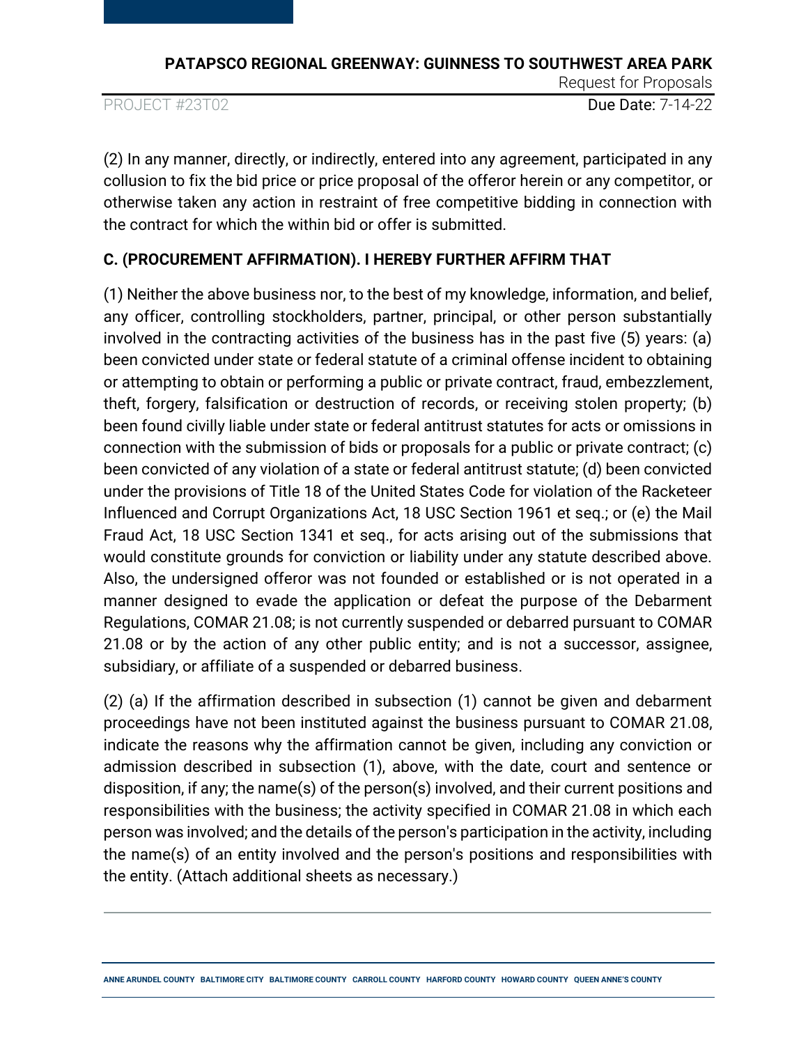(2) In any manner, directly, or indirectly, entered into any agreement, participated in any collusion to fix the bid price or price proposal of the offeror herein or any competitor, or otherwise taken any action in restraint of free competitive bidding in connection with the contract for which the within bid or offer is submitted.

**C. (PROCUREMENT AFFIRMATION). I HEREBY FURTHER AFFIRM THAT**

(1) Neither the above business nor, to the best of my knowledge, information, and belief, any officer, controlling stockholders, partner, principal, or other person substantially involved in the contracting activities of the business has in the past five (5) years: (a) been convicted under state or federal statute of a criminal offense incident to obtaining or attempting to obtain or performing a public or private contract, fraud, embezzlement, theft, forgery, falsification or destruction of records, or receiving stolen property; (b) been found civilly liable under state or federal antitrust statutes for acts or omissions in connection with the submission of bids or proposals for a public or private contract; (c) been convicted of any violation of a state or federal antitrust statute; (d) been convicted under the provisions of Title 18 of the United States Code for violation of the Racketeer Influenced and Corrupt Organizations Act, 18 USC Section 1961 et seq.; or (e) the Mail Fraud Act, 18 USC Section 1341 et seq., for acts arising out of the submissions that would constitute grounds for conviction or liability under any statute described above. Also, the undersigned offeror was not founded or established or is not operated in a manner designed to evade the application or defeat the purpose of the Debarment Regulations, COMAR 21.08; is not currently suspended or debarred pursuant to COMAR 21.08 or by the action of any other public entity; and is not a successor, assignee, subsidiary, or affiliate of a suspended or debarred business.

(2) (a) If the affirmation described in subsection (1) cannot be given and debarment proceedings have not been instituted against the business pursuant to COMAR 21.08, indicate the reasons why the affirmation cannot be given, including any conviction or admission described in subsection (1), above, with the date, court and sentence or disposition, if any; the name(s) of the person(s) involved, and their current positions and responsibilities with the business; the activity specified in COMAR 21.08 in which each person was involved; and the details of the person's participation in the activity, including the name(s) of an entity involved and the person's positions and responsibilities with the entity. (Attach additional sheets as necessary.)

---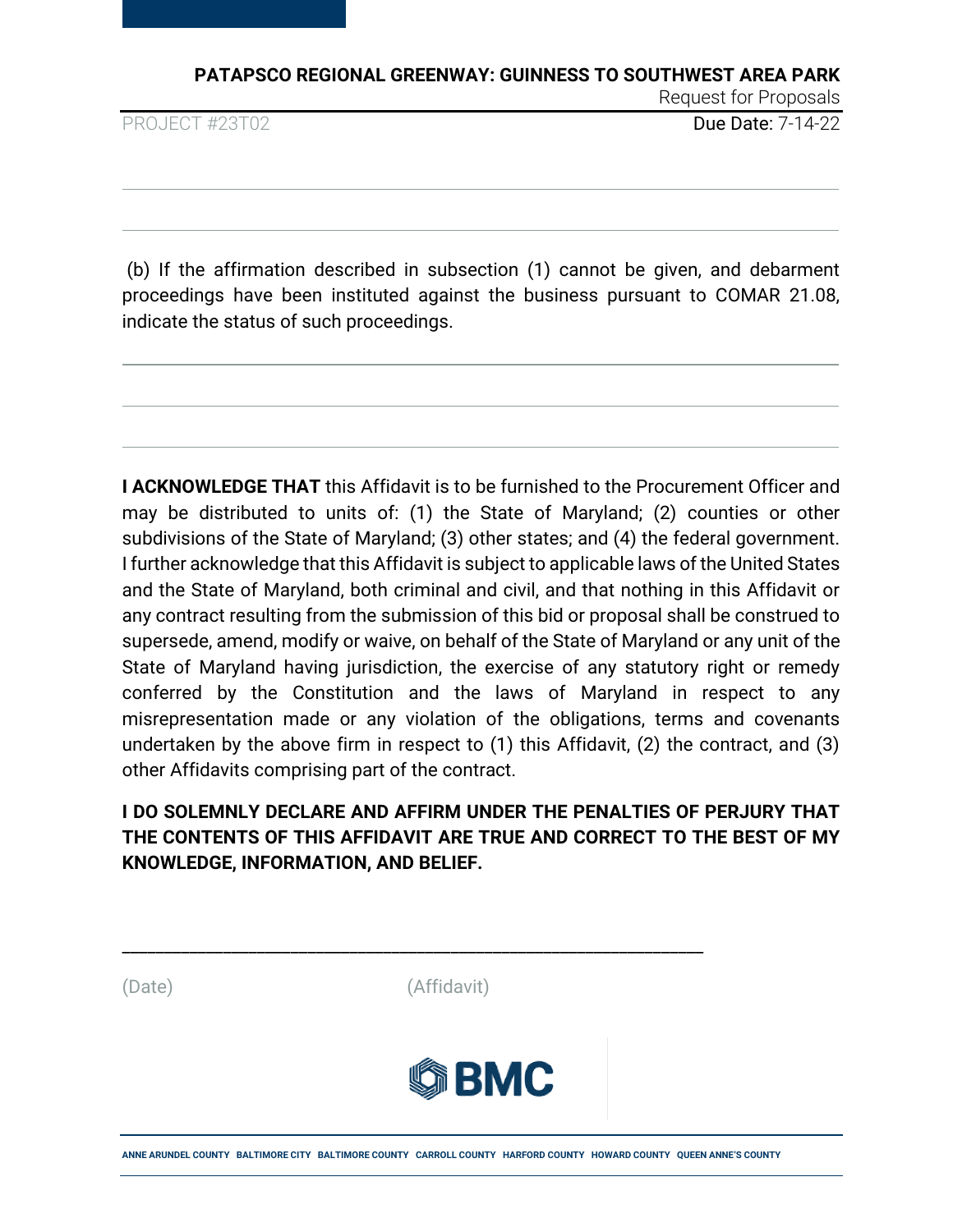(b) If the affirmation described in subsection (1) cannot be given, and debarment proceedings have been instituted against the business pursuant to COMAR 21.08, indicate the status of such proceedings.

---

---

---

**I ACKNOWLEDGE THAT** this Affidavit is to be furnished to the Procurement Officer and may be distributed to units of: (1) the State of Maryland; (2) counties or other subdivisions of the State of Maryland; (3) other states; and (4) the federal government. I further acknowledge that this Affidavit is subject to applicable laws of the United States and the State of Maryland, both criminal and civil, and that nothing in this Affidavit or any contract resulting from the submission of this bid or proposal shall be construed to supersede, amend, modify or waive, on behalf of the State of Maryland or any unit of the State of Maryland having jurisdiction, the exercise of any statutory right or remedy conferred by the Constitution and the laws of Maryland in respect to any misrepresentation made or any violation of the obligations, terms and covenants undertaken by the above firm in respect to (1) this Affidavit, (2) the contract, and (3) other Affidavits comprising part of the contract.

**I DO SOLEMNLY DECLARE AND AFFIRM UNDER THE PENALTIES OF PERJURY THAT THE CONTENTS OF THIS AFFIDAVIT ARE TRUE AND CORRECT TO THE BEST OF MY KNOWLEDGE, INFORMATION, AND BELIEF.**

\_\_\_\_\_\_\_\_\_\_\_\_\_\_\_\_\_\_\_\_\_\_\_\_\_\_\_\_\_\_\_\_\_\_\_\_\_\_\_\_\_\_\_\_\_\_\_\_\_\_\_\_\_\_\_\_

(Date) (Affidavit)